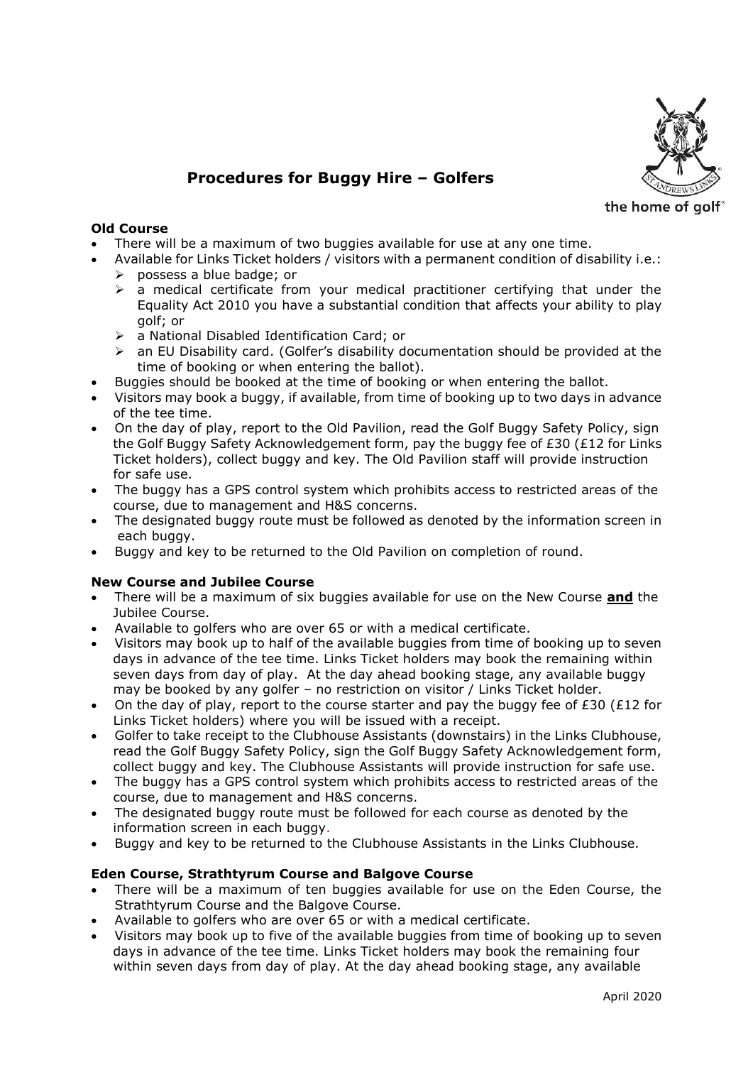# Procedures for Buggy Hire – Golfers

the home of golf®

### Old Course

- There will be a maximum of two buggies available for use at any one time.
- Available for Links Ticket holders / visitors with a permanent condition of disability i.e.:
  - possess a blue badge; or
  - a medical certificate from your medical practitioner certifying that under the Equality Act 2010 you have a substantial condition that affects your ability to play golf; or
  - a National Disabled Identification Card; or
  - an EU Disability card. (Golfer's disability documentation should be provided at the time of booking or when entering the ballot).
- Buggies should be booked at the time of booking or when entering the ballot.
- Visitors may book a buggy, if available, from time of booking up to two days in advance of the tee time.
- On the day of play, report to the Old Pavilion, read the Golf Buggy Safety Policy, sign the Golf Buggy Safety Acknowledgement form, pay the buggy fee of £30 (£12 for Links Ticket holders), collect buggy and key. The Old Pavilion staff will provide instruction for safe use.
- The buggy has a GPS control system which prohibits access to restricted areas of the course, due to management and H&S concerns.
- The designated buggy route must be followed as denoted by the information screen in each buggy.
- Buggy and key to be returned to the Old Pavilion on completion of round.

### New Course and Jubilee Course

- There will be a maximum of six buggies available for use on the New Course **and** the Jubilee Course.
- Available to golfers who are over 65 or with a medical certificate.
- Visitors may book up to half of the available buggies from time of booking up to seven days in advance of the tee time. Links Ticket holders may book the remaining within seven days from day of play. At the day ahead booking stage, any available buggy may be booked by any golfer – no restriction on visitor / Links Ticket holder.
- On the day of play, report to the course starter and pay the buggy fee of £30 (£12 for Links Ticket holders) where you will be issued with a receipt.
- Golfer to take receipt to the Clubhouse Assistants (downstairs) in the Links Clubhouse, read the Golf Buggy Safety Policy, sign the Golf Buggy Safety Acknowledgement form, collect buggy and key. The Clubhouse Assistants will provide instruction for safe use.
- The buggy has a GPS control system which prohibits access to restricted areas of the course, due to management and H&S concerns.
- The designated buggy route must be followed for each course as denoted by the information screen in each buggy.
- Buggy and key to be returned to the Clubhouse Assistants in the Links Clubhouse.

### Eden Course, Strathtyrum Course and Balgove Course

- There will be a maximum of ten buggies available for use on the Eden Course, the Strathtyrum Course and the Balgove Course.
- Available to golfers who are over 65 or with a medical certificate.
- Visitors may book up to five of the available buggies from time of booking up to seven days in advance of the tee time. Links Ticket holders may book the remaining four within seven days from day of play. At the day ahead booking stage, any available

April 2020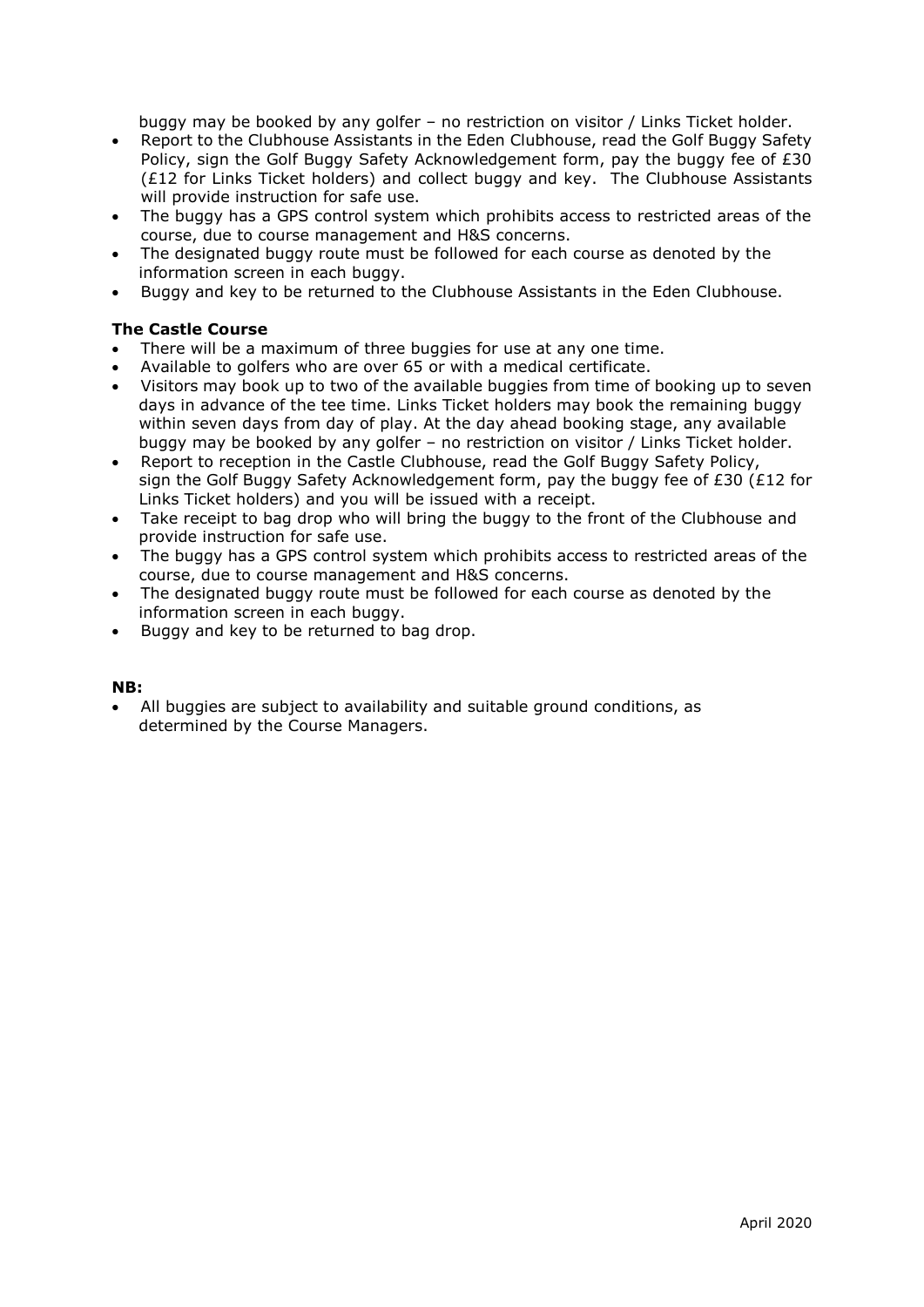buggy may be booked by any golfer – no restriction on visitor / Links Ticket holder.

- Report to the Clubhouse Assistants in the Eden Clubhouse, read the Golf Buggy Safety Policy, sign the Golf Buggy Safety Acknowledgement form, pay the buggy fee of £30 (£12 for Links Ticket holders) and collect buggy and key. The Clubhouse Assistants will provide instruction for safe use.
- The buggy has a GPS control system which prohibits access to restricted areas of the course, due to course management and H&S concerns.
- The designated buggy route must be followed for each course as denoted by the information screen in each buggy.
- Buggy and key to be returned to the Clubhouse Assistants in the Eden Clubhouse.

**The Castle Course**

- There will be a maximum of three buggies for use at any one time.
- Available to golfers who are over 65 or with a medical certificate.
- Visitors may book up to two of the available buggies from time of booking up to seven days in advance of the tee time. Links Ticket holders may book the remaining buggy within seven days from day of play. At the day ahead booking stage, any available buggy may be booked by any golfer – no restriction on visitor / Links Ticket holder.
- Report to reception in the Castle Clubhouse, read the Golf Buggy Safety Policy, sign the Golf Buggy Safety Acknowledgement form, pay the buggy fee of £30 (£12 for Links Ticket holders) and you will be issued with a receipt.
- Take receipt to bag drop who will bring the buggy to the front of the Clubhouse and provide instruction for safe use.
- The buggy has a GPS control system which prohibits access to restricted areas of the course, due to course management and H&S concerns.
- The designated buggy route must be followed for each course as denoted by the information screen in each buggy.
- Buggy and key to be returned to bag drop.

**NB:**

- All buggies are subject to availability and suitable ground conditions, as determined by the Course Managers.

April 2020